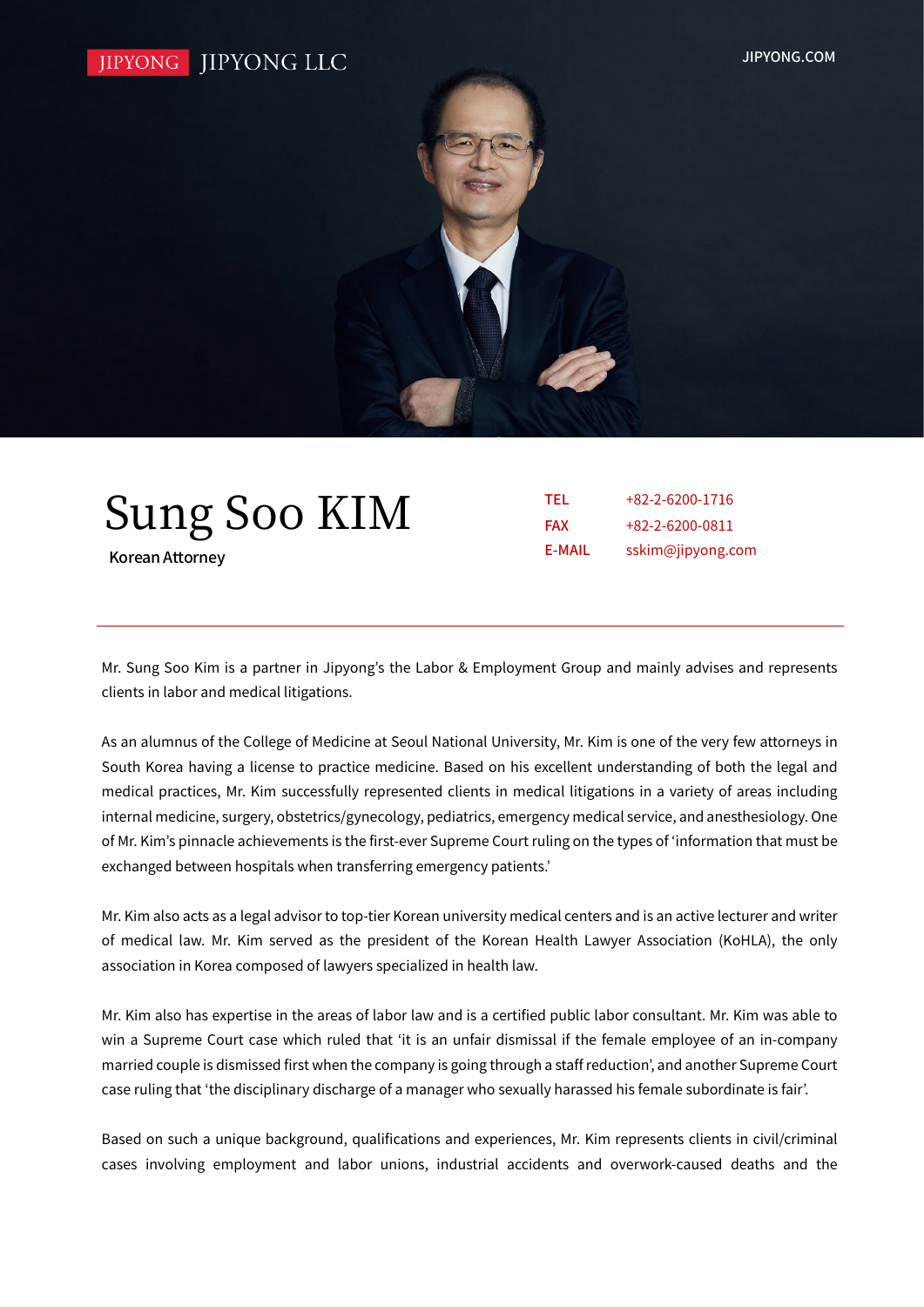JIPYONG JIPYONG LLC

JIPYONG.COM

# Sung Soo KIM

Korean Attorney

| | |
|---|---|
| TEL | +82-2-6200-1716 |
| FAX | +82-2-6200-0811 |
| E-MAIL | sskim@jipyong.com |

Mr. Sung Soo Kim is a partner in Jipyong's the Labor & Employment Group and mainly advises and represents clients in labor and medical litigations.

As an alumnus of the College of Medicine at Seoul National University, Mr. Kim is one of the very few attorneys in South Korea having a license to practice medicine. Based on his excellent understanding of both the legal and medical practices, Mr. Kim successfully represented clients in medical litigations in a variety of areas including internal medicine, surgery, obstetrics/gynecology, pediatrics, emergency medical service, and anesthesiology. One of Mr. Kim's pinnacle achievements is the first-ever Supreme Court ruling on the types of 'information that must be exchanged between hospitals when transferring emergency patients.'

Mr. Kim also acts as a legal advisor to top-tier Korean university medical centers and is an active lecturer and writer of medical law. Mr. Kim served as the president of the Korean Health Lawyer Association (KoHLA), the only association in Korea composed of lawyers specialized in health law.

Mr. Kim also has expertise in the areas of labor law and is a certified public labor consultant. Mr. Kim was able to win a Supreme Court case which ruled that 'it is an unfair dismissal if the female employee of an in-company married couple is dismissed first when the company is going through a staff reduction', and another Supreme Court case ruling that 'the disciplinary discharge of a manager who sexually harassed his female subordinate is fair'.

Based on such a unique background, qualifications and experiences, Mr. Kim represents clients in civil/criminal cases involving employment and labor unions, industrial accidents and overwork-caused deaths and the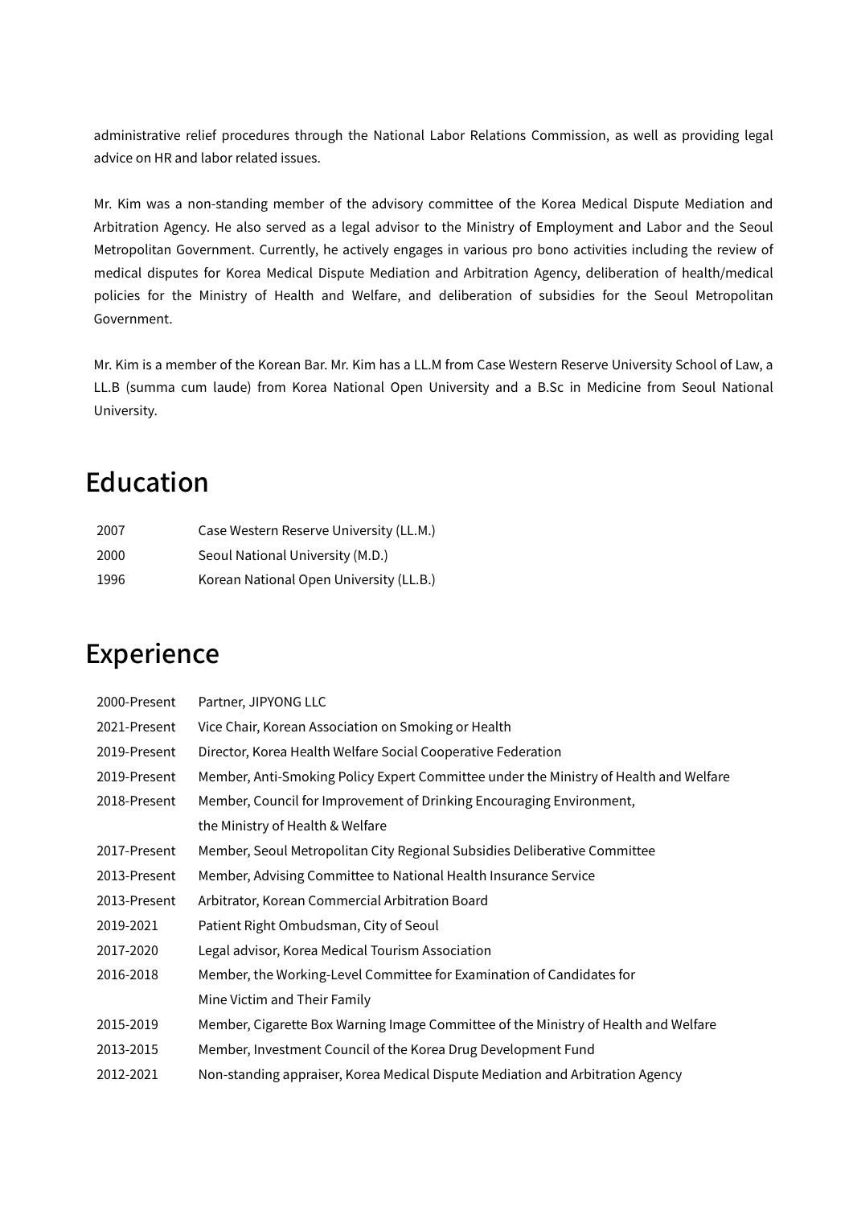administrative relief procedures through the National Labor Relations Commission, as well as providing legal advice on HR and labor related issues.

Mr. Kim was a non-standing member of the advisory committee of the Korea Medical Dispute Mediation and Arbitration Agency. He also served as a legal advisor to the Ministry of Employment and Labor and the Seoul Metropolitan Government. Currently, he actively engages in various pro bono activities including the review of medical disputes for Korea Medical Dispute Mediation and Arbitration Agency, deliberation of health/medical policies for the Ministry of Health and Welfare, and deliberation of subsidies for the Seoul Metropolitan Government.

Mr. Kim is a member of the Korean Bar. Mr. Kim has a LL.M from Case Western Reserve University School of Law, a LL.B (summa cum laude) from Korea National Open University and a B.Sc in Medicine from Seoul National University.

## Education

| | |
|---|---|
| 2007 | Case Western Reserve University (LL.M.) |
| 2000 | Seoul National University (M.D.) |
| 1996 | Korean National Open University (LL.B.) |

## Experience

| | |
|---|---|
| 2000-Present | Partner, JIPYONG LLC |
| 2021-Present | Vice Chair, Korean Association on Smoking or Health |
| 2019-Present | Director, Korea Health Welfare Social Cooperative Federation |
| 2019-Present | Member, Anti-Smoking Policy Expert Committee under the Ministry of Health and Welfare |
| 2018-Present | Member, Council for Improvement of Drinking Encouraging Environment, the Ministry of Health & Welfare |
| 2017-Present | Member, Seoul Metropolitan City Regional Subsidies Deliberative Committee |
| 2013-Present | Member, Advising Committee to National Health Insurance Service |
| 2013-Present | Arbitrator, Korean Commercial Arbitration Board |
| 2019-2021 | Patient Right Ombudsman, City of Seoul |
| 2017-2020 | Legal advisor, Korea Medical Tourism Association |
| 2016-2018 | Member, the Working-Level Committee for Examination of Candidates for Mine Victim and Their Family |
| 2015-2019 | Member, Cigarette Box Warning Image Committee of the Ministry of Health and Welfare |
| 2013-2015 | Member, Investment Council of the Korea Drug Development Fund |
| 2012-2021 | Non-standing appraiser, Korea Medical Dispute Mediation and Arbitration Agency |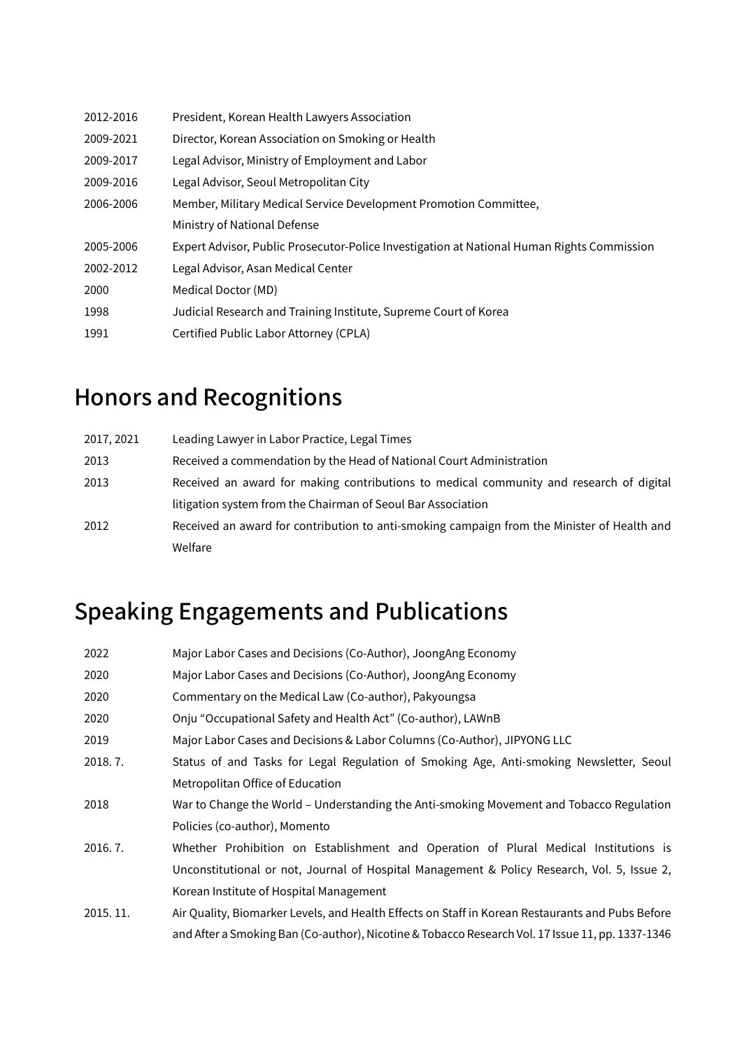| | |
|---|---|
| 2012-2016 | President, Korean Health Lawyers Association |
| 2009-2021 | Director, Korean Association on Smoking or Health |
| 2009-2017 | Legal Advisor, Ministry of Employment and Labor |
| 2009-2016 | Legal Advisor, Seoul Metropolitan City |
| 2006-2006 | Member, Military Medical Service Development Promotion Committee, Ministry of National Defense |
| 2005-2006 | Expert Advisor, Public Prosecutor-Police Investigation at National Human Rights Commission |
| 2002-2012 | Legal Advisor, Asan Medical Center |
| 2000 | Medical Doctor (MD) |
| 1998 | Judicial Research and Training Institute, Supreme Court of Korea |
| 1991 | Certified Public Labor Attorney (CPLA) |

# Honors and Recognitions

| | |
|---|---|
| 2017, 2021 | Leading Lawyer in Labor Practice, Legal Times |
| 2013 | Received a commendation by the Head of National Court Administration |
| 2013 | Received an award for making contributions to medical community and research of digital litigation system from the Chairman of Seoul Bar Association |
| 2012 | Received an award for contribution to anti-smoking campaign from the Minister of Health and Welfare |

# Speaking Engagements and Publications

| | |
|---|---|
| 2022 | Major Labor Cases and Decisions (Co-Author), JoongAng Economy |
| 2020 | Major Labor Cases and Decisions (Co-Author), JoongAng Economy |
| 2020 | Commentary on the Medical Law (Co-author), Pakyoungsa |
| 2020 | Onju "Occupational Safety and Health Act" (Co-author), LAWnB |
| 2019 | Major Labor Cases and Decisions & Labor Columns (Co-Author), JIPYONG LLC |
| 2018. 7. | Status of and Tasks for Legal Regulation of Smoking Age, Anti-smoking Newsletter, Seoul Metropolitan Office of Education |
| 2018 | War to Change the World – Understanding the Anti-smoking Movement and Tobacco Regulation Policies (co-author), Momento |
| 2016. 7. | Whether Prohibition on Establishment and Operation of Plural Medical Institutions is Unconstitutional or not, Journal of Hospital Management & Policy Research, Vol. 5, Issue 2, Korean Institute of Hospital Management |
| 2015. 11. | Air Quality, Biomarker Levels, and Health Effects on Staff in Korean Restaurants and Pubs Before and After a Smoking Ban (Co-author), Nicotine & Tobacco Research Vol. 17 Issue 11, pp. 1337-1346 |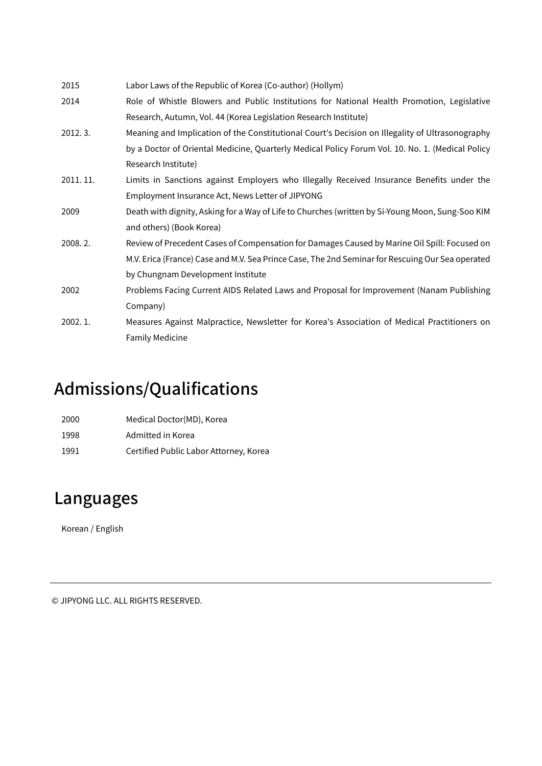| | |
|---|---|
| 2015 | Labor Laws of the Republic of Korea (Co-author) (Hollym) |
| 2014 | Role of Whistle Blowers and Public Institutions for National Health Promotion, Legislative Research, Autumn, Vol. 44 (Korea Legislation Research Institute) |
| 2012. 3. | Meaning and Implication of the Constitutional Court's Decision on Illegality of Ultrasonography by a Doctor of Oriental Medicine, Quarterly Medical Policy Forum Vol. 10. No. 1. (Medical Policy Research Institute) |
| 2011. 11. | Limits in Sanctions against Employers who Illegally Received Insurance Benefits under the Employment Insurance Act, News Letter of JIPYONG |
| 2009 | Death with dignity, Asking for a Way of Life to Churches (written by Si-Young Moon, Sung-Soo KIM and others) (Book Korea) |
| 2008. 2. | Review of Precedent Cases of Compensation for Damages Caused by Marine Oil Spill: Focused on M.V. Erica (France) Case and M.V. Sea Prince Case, The 2nd Seminar for Rescuing Our Sea operated by Chungnam Development Institute |
| 2002 | Problems Facing Current AIDS Related Laws and Proposal for Improvement (Nanam Publishing Company) |
| 2002. 1. | Measures Against Malpractice, Newsletter for Korea's Association of Medical Practitioners on Family Medicine |

## Admissions/Qualifications

| | |
|---|---|
| 2000 | Medical Doctor(MD), Korea |
| 1998 | Admitted in Korea |
| 1991 | Certified Public Labor Attorney, Korea |

## Languages

Korean / English

© JIPYONG LLC. ALL RIGHTS RESERVED.